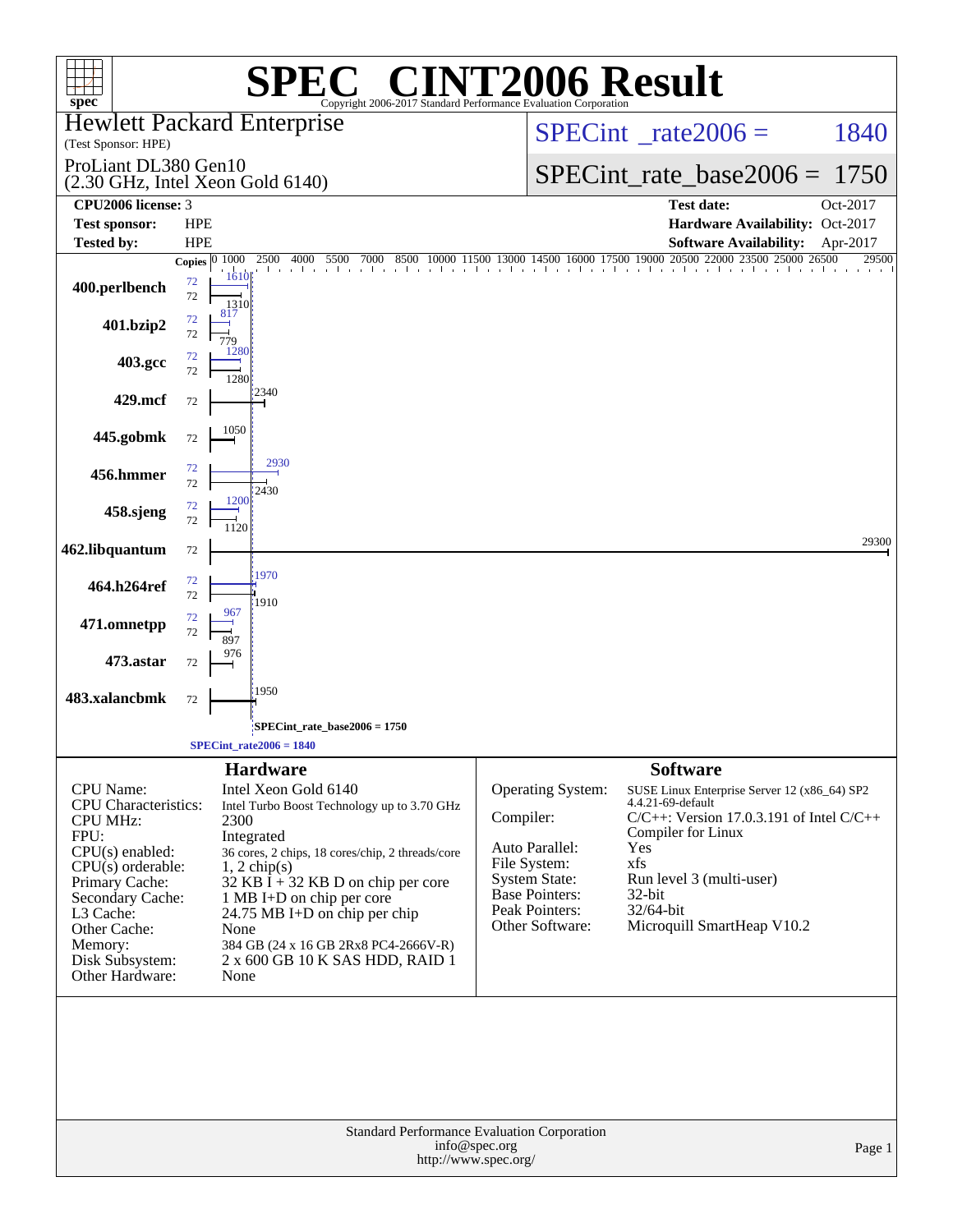# SPEC CINT2006 Result

Copyright 2006-2017 Standard Performance Evaluation Corporation

**Hewlett Packard Enterprise**
(Test Sponsor: HPE)

**ProLiant DL380 Gen10**
(2.30 GHz, Intel Xeon Gold 6140)

SPECint_rate2006 = 1840

SPECint_rate_base2006 = 1750

| | | | |
|---|---|---|---|
| **CPU2006 license:** 3 | | **Test date:** | Oct-2017 |
| **Test sponsor:** | HPE | **Hardware Availability:** | Oct-2017 |
| **Tested by:** | HPE | **Software Availability:** | Apr-2017 |

| Benchmark | Copies (peak) | Peak | Copies (base) | Base |
|---|---|---|---|---|
| 400.perlbench | 72 | 1610 | 72 | 1310 |
| 401.bzip2 | 72 | 817 | 72 | 779 |
| 403.gcc | 72 | 1280 | 72 | 1280 |
| 429.mcf | | | 72 | 2340 |
| 445.gobmk | | | 72 | 1050 |
| 456.hmmer | 72 | 2930 | 72 | 2430 |
| 458.sjeng | 72 | 1200 | 72 | 1120 |
| 462.libquantum | | | 72 | 29300 |
| 464.h264ref | 72 | 1970 | 72 | 1910 |
| 471.omnetpp | 72 | 967 | 72 | 897 |
| 473.astar | | | 72 | 976 |
| 483.xalancbmk | | | 72 | 1950 |

SPECint_rate_base2006 = 1750

SPECint_rate2006 = 1840

## Hardware

| | |
|---|---|
| CPU Name: | Intel Xeon Gold 6140 |
| CPU Characteristics: | Intel Turbo Boost Technology up to 3.70 GHz |
| CPU MHz: | 2300 |
| FPU: | Integrated |
| CPU(s) enabled: | 36 cores, 2 chips, 18 cores/chip, 2 threads/core |
| CPU(s) orderable: | 1, 2 chip(s) |
| Primary Cache: | 32 KB I + 32 KB D on chip per core |
| Secondary Cache: | 1 MB I+D on chip per core |
| L3 Cache: | 24.75 MB I+D on chip per chip |
| Other Cache: | None |
| Memory: | 384 GB (24 x 16 GB 2Rx8 PC4-2666V-R) |
| Disk Subsystem: | 2 x 600 GB 10 K SAS HDD, RAID 1 |
| Other Hardware: | None |

## Software

| | |
|---|---|
| Operating System: | SUSE Linux Enterprise Server 12 (x86_64) SP2 4.4.21-69-default |
| Compiler: | C/C++: Version 17.0.3.191 of Intel C/C++ Compiler for Linux |
| Auto Parallel: | Yes |
| File System: | xfs |
| System State: | Run level 3 (multi-user) |
| Base Pointers: | 32-bit |
| Peak Pointers: | 32/64-bit |
| Other Software: | Microquill SmartHeap V10.2 |

Standard Performance Evaluation Corporation
info@spec.org
http://www.spec.org/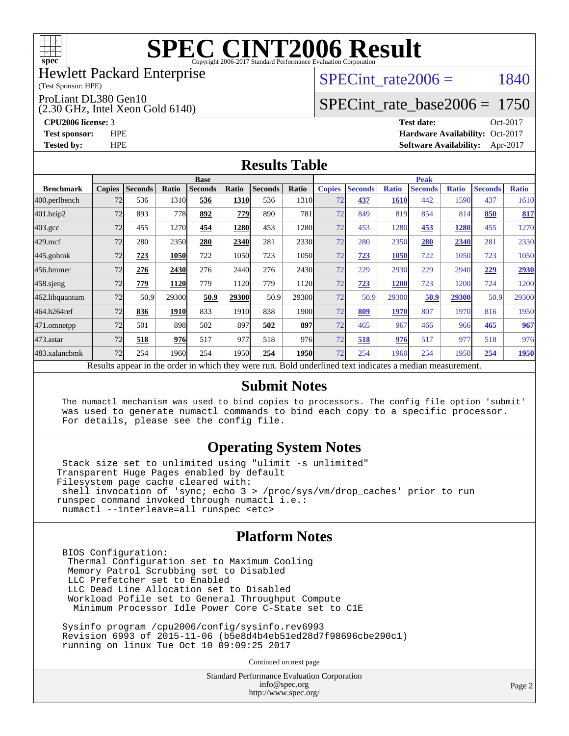# SPEC CINT2006 Result

Copyright 2006-2017 Standard Performance Evaluation Corporation

Hewlett Packard Enterprise
(Test Sponsor: HPE)

ProLiant DL380 Gen10
(2.30 GHz, Intel Xeon Gold 6140)

SPECint_rate2006 = 1840

SPECint_rate_base2006 = 1750

**CPU2006 license:** 3
**Test sponsor:** HPE
**Tested by:** HPE

**Test date:** Oct-2017
**Hardware Availability:** Oct-2017
**Software Availability:** Apr-2017

## Results Table

| | Base | | | | | | | Peak | | | | | | |
|---|---|---|---|---|---|---|---|---|---|---|---|---|---|---|
| **Benchmark** | **Copies** | **Seconds** | **Ratio** | **Seconds** | **Ratio** | **Seconds** | **Ratio** | **Copies** | **Seconds** | **Ratio** | **Seconds** | **Ratio** | **Seconds** | **Ratio** |
| 400.perlbench | 72 | 536 | 1310 | **536** | **1310** | 536 | 1310 | 72 | **437** | **1610** | 442 | 1590 | 437 | 1610 |
| 401.bzip2 | 72 | 893 | 778 | **892** | **779** | 890 | 781 | 72 | 849 | 819 | 854 | 814 | **850** | **817** |
| 403.gcc | 72 | 455 | 1270 | **454** | **1280** | 453 | 1280 | 72 | 453 | 1280 | **453** | **1280** | 455 | 1270 |
| 429.mcf | 72 | 280 | 2350 | **280** | **2340** | 281 | 2330 | 72 | 280 | 2350 | **280** | **2340** | 281 | 2330 |
| 445.gobmk | 72 | **723** | **1050** | 722 | 1050 | 723 | 1050 | 72 | **723** | **1050** | 722 | 1050 | 723 | 1050 |
| 456.hmmer | 72 | **276** | **2430** | 276 | 2440 | 276 | 2430 | 72 | 229 | 2930 | 229 | 2940 | **229** | **2930** |
| 458.sjeng | 72 | **779** | **1120** | 779 | 1120 | 779 | 1120 | 72 | **723** | **1200** | 723 | 1200 | 724 | 1200 |
| 462.libquantum | 72 | 50.9 | 29300 | **50.9** | **29300** | 50.9 | 29300 | 72 | 50.9 | 29300 | **50.9** | **29300** | 50.9 | 29300 |
| 464.h264ref | 72 | **836** | **1910** | 833 | 1910 | 838 | 1900 | 72 | **809** | **1970** | 807 | 1970 | 816 | 1950 |
| 471.omnetpp | 72 | 501 | 898 | 502 | 897 | **502** | **897** | 72 | 465 | 967 | 466 | 966 | **465** | **967** |
| 473.astar | 72 | **518** | **976** | 517 | 977 | 518 | 976 | 72 | **518** | **976** | 517 | 977 | 518 | 976 |
| 483.xalancbmk | 72 | 254 | 1960 | 254 | 1950 | **254** | **1950** | 72 | 254 | 1960 | 254 | 1950 | **254** | **1950** |

Results appear in the order in which they were run. Bold underlined text indicates a median measurement.

## Submit Notes

```
The numactl mechanism was used to bind copies to processors. The config file option 'submit'
was used to generate numactl commands to bind each copy to a specific processor.
For details, please see the config file.
```

## Operating System Notes

```
 Stack size set to unlimited using "ulimit -s unlimited"
Transparent Huge Pages enabled by default
Filesystem page cache cleared with:
 shell invocation of 'sync; echo 3 > /proc/sys/vm/drop_caches' prior to run
runspec command invoked through numactl i.e.:
 numactl --interleave=all runspec <etc>
```

## Platform Notes

```
 BIOS Configuration:
  Thermal Configuration set to Maximum Cooling
  Memory Patrol Scrubbing set to Disabled
  LLC Prefetcher set to Enabled
  LLC Dead Line Allocation set to Disabled
  Workload Pofile set to General Throughput Compute
   Minimum Processor Idle Power Core C-State set to C1E

 Sysinfo program /cpu2006/config/sysinfo.rev6993
 Revision 6993 of 2015-11-06 (b5e8d4b4eb51ed28d7f98696cbe290c1)
 running on linux Tue Oct 10 09:09:25 2017
```

Continued on next page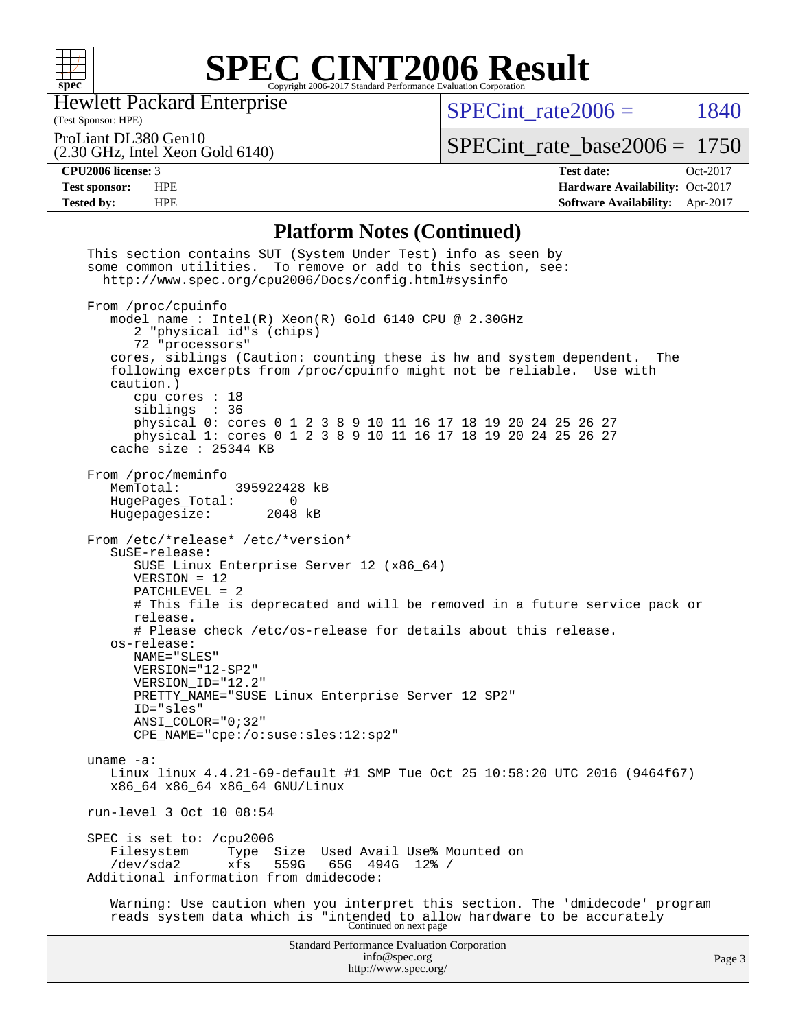# SPEC CINT2006 Result

Hewlett Packard Enterprise
(Test Sponsor: HPE)

ProLiant DL380 Gen10
(2.30 GHz, Intel Xeon Gold 6140)

SPECint_rate2006 = 1840

SPECint_rate_base2006 = 1750

**CPU2006 license:** 3
**Test sponsor:** HPE
**Tested by:** HPE

**Test date:** Oct-2017
**Hardware Availability:** Oct-2017
**Software Availability:** Apr-2017

## Platform Notes (Continued)

```
This section contains SUT (System Under Test) info as seen by
some common utilities.  To remove or add to this section, see:
  http://www.spec.org/cpu2006/Docs/config.html#sysinfo

From /proc/cpuinfo
   model name : Intel(R) Xeon(R) Gold 6140 CPU @ 2.30GHz
      2 "physical id"s (chips)
      72 "processors"
   cores, siblings (Caution: counting these is hw and system dependent.  The
   following excerpts from /proc/cpuinfo might not be reliable.  Use with
   caution.)
      cpu cores : 18
      siblings  : 36
      physical 0: cores 0 1 2 3 8 9 10 11 16 17 18 19 20 24 25 26 27
      physical 1: cores 0 1 2 3 8 9 10 11 16 17 18 19 20 24 25 26 27
   cache size : 25344 KB

From /proc/meminfo
   MemTotal:       395922428 kB
   HugePages_Total:       0
   Hugepagesize:       2048 kB

From /etc/*release* /etc/*version*
   SuSE-release:
      SUSE Linux Enterprise Server 12 (x86_64)
      VERSION = 12
      PATCHLEVEL = 2
      # This file is deprecated and will be removed in a future service pack or
      release.
      # Please check /etc/os-release for details about this release.
   os-release:
      NAME="SLES"
      VERSION="12-SP2"
      VERSION_ID="12.2"
      PRETTY_NAME="SUSE Linux Enterprise Server 12 SP2"
      ID="sles"
      ANSI_COLOR="0;32"
      CPE_NAME="cpe:/o:suse:sles:12:sp2"

uname -a:
   Linux linux 4.4.21-69-default #1 SMP Tue Oct 25 10:58:20 UTC 2016 (9464f67)
   x86_64 x86_64 x86_64 GNU/Linux

run-level 3 Oct 10 08:54

SPEC is set to: /cpu2006
   Filesystem     Type  Size  Used Avail Use% Mounted on
   /dev/sda2      xfs   559G   65G  494G  12% /
Additional information from dmidecode:

   Warning: Use caution when you interpret this section. The 'dmidecode' program
   reads system data which is "intended to allow hardware to be accurately
```

Continued on next page

Standard Performance Evaluation Corporation
info@spec.org
http://www.spec.org/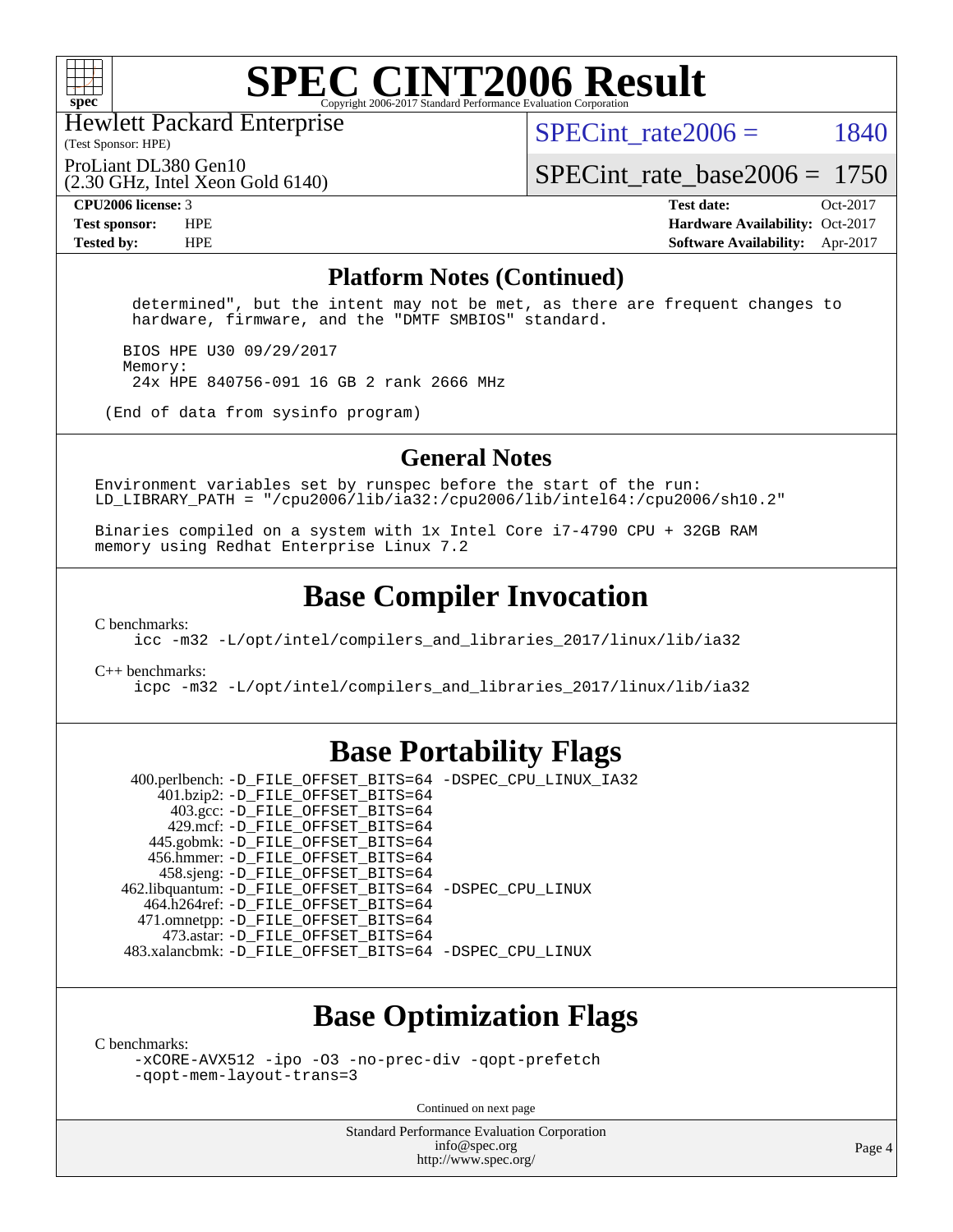## Platform Notes (Continued)

```
  determined", but the intent may not be met, as there are frequent changes to
  hardware, firmware, and the "DMTF SMBIOS" standard.

 BIOS HPE U30 09/29/2017
 Memory:
  24x HPE 840756-091 16 GB 2 rank 2666 MHz

(End of data from sysinfo program)
```

## General Notes

```
Environment variables set by runspec before the start of the run:
LD_LIBRARY_PATH = "/cpu2006/lib/ia32:/cpu2006/lib/intel64:/cpu2006/sh10.2"

Binaries compiled on a system with 1x Intel Core i7-4790 CPU + 32GB RAM
memory using Redhat Enterprise Linux 7.2
```

# Base Compiler Invocation

C benchmarks:

```
icc -m32 -L/opt/intel/compilers_and_libraries_2017/linux/lib/ia32
```

C++ benchmarks:

```
icpc -m32 -L/opt/intel/compilers_and_libraries_2017/linux/lib/ia32
```

# Base Portability Flags

| Benchmark | Flags |
|---|---|
| 400.perlbench: | -D_FILE_OFFSET_BITS=64 -DSPEC_CPU_LINUX_IA32 |
| 401.bzip2: | -D_FILE_OFFSET_BITS=64 |
| 403.gcc: | -D_FILE_OFFSET_BITS=64 |
| 429.mcf: | -D_FILE_OFFSET_BITS=64 |
| 445.gobmk: | -D_FILE_OFFSET_BITS=64 |
| 456.hmmer: | -D_FILE_OFFSET_BITS=64 |
| 458.sjeng: | -D_FILE_OFFSET_BITS=64 |
| 462.libquantum: | -D_FILE_OFFSET_BITS=64 -DSPEC_CPU_LINUX |
| 464.h264ref: | -D_FILE_OFFSET_BITS=64 |
| 471.omnetpp: | -D_FILE_OFFSET_BITS=64 |
| 473.astar: | -D_FILE_OFFSET_BITS=64 |
| 483.xalancbmk: | -D_FILE_OFFSET_BITS=64 -DSPEC_CPU_LINUX |

# Base Optimization Flags

C benchmarks:

```
-xCORE-AVX512 -ipo -O3 -no-prec-div -qopt-prefetch
-qopt-mem-layout-trans=3
```

Continued on next page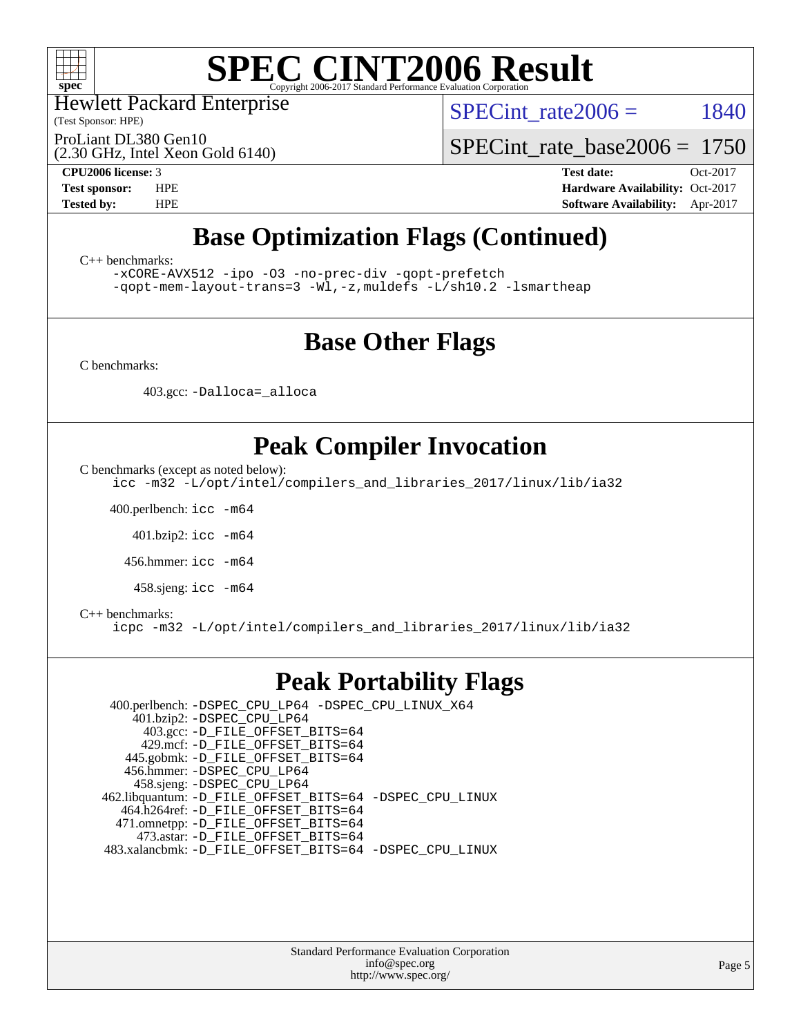# Base Optimization Flags (Continued)

C++ benchmarks:

```
-xCORE-AVX512 -ipo -O3 -no-prec-div -qopt-prefetch
-qopt-mem-layout-trans=3 -Wl,-z,muldefs -L/sh10.2 -lsmartheap
```

# Base Other Flags

C benchmarks:

403.gcc: `-Dalloca=_alloca`

# Peak Compiler Invocation

C benchmarks (except as noted below):

```
icc -m32 -L/opt/intel/compilers_and_libraries_2017/linux/lib/ia32
```

400.perlbench: `icc -m64`

401.bzip2: `icc -m64`

456.hmmer: `icc -m64`

458.sjeng: `icc -m64`

C++ benchmarks:

```
icpc -m32 -L/opt/intel/compilers_and_libraries_2017/linux/lib/ia32
```

# Peak Portability Flags

400.perlbench: `-DSPEC_CPU_LP64 -DSPEC_CPU_LINUX_X64`
401.bzip2: `-DSPEC_CPU_LP64`
403.gcc: `-D_FILE_OFFSET_BITS=64`
429.mcf: `-D_FILE_OFFSET_BITS=64`
445.gobmk: `-D_FILE_OFFSET_BITS=64`
456.hmmer: `-DSPEC_CPU_LP64`
458.sjeng: `-DSPEC_CPU_LP64`
462.libquantum: `-D_FILE_OFFSET_BITS=64 -DSPEC_CPU_LINUX`
464.h264ref: `-D_FILE_OFFSET_BITS=64`
471.omnetpp: `-D_FILE_OFFSET_BITS=64`
473.astar: `-D_FILE_OFFSET_BITS=64`
483.xalancbmk: `-D_FILE_OFFSET_BITS=64 -DSPEC_CPU_LINUX`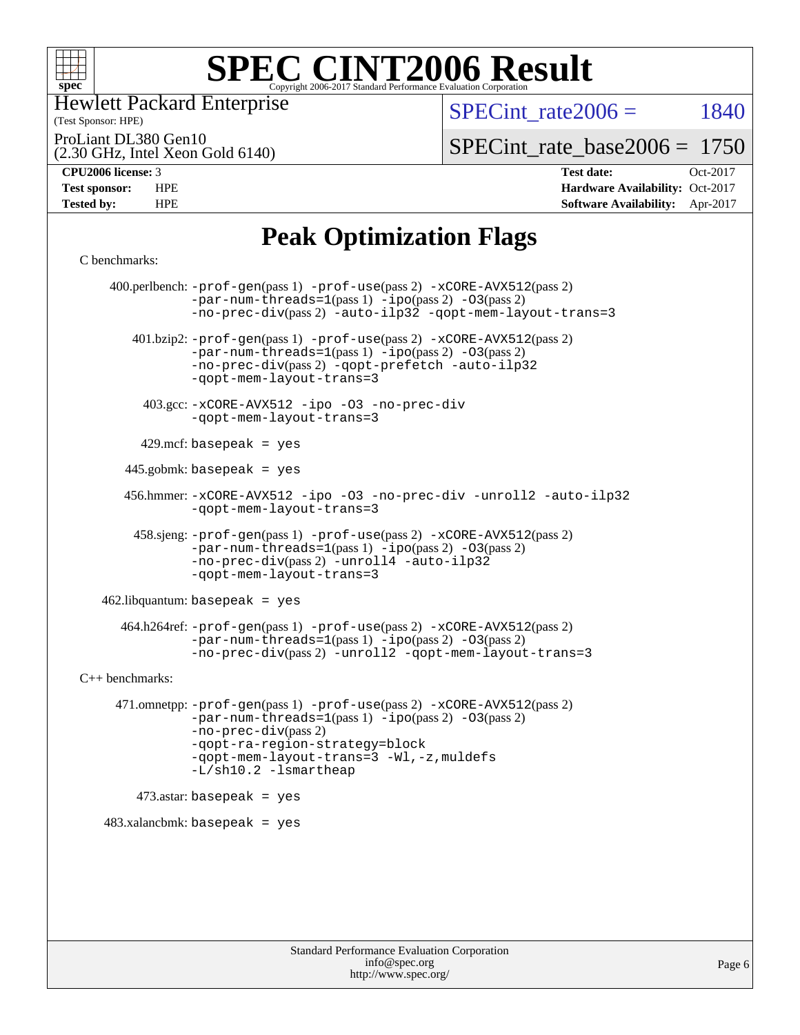# SPEC CINT2006 Result

Copyright 2006-2017 Standard Performance Evaluation Corporation

Hewlett Packard Enterprise
(Test Sponsor: HPE)

ProLiant DL380 Gen10
(2.30 GHz, Intel Xeon Gold 6140)

SPECint_rate2006 = 1840

SPECint_rate_base2006 = 1750

**CPU2006 license:** 3
**Test sponsor:** HPE
**Tested by:** HPE

**Test date:** Oct-2017
**Hardware Availability:** Oct-2017
**Software Availability:** Apr-2017

## Peak Optimization Flags

C benchmarks:

400.perlbench: -prof-gen(pass 1) -prof-use(pass 2) -xCORE-AVX512(pass 2) -par-num-threads=1(pass 1) -ipo(pass 2) -O3(pass 2) -no-prec-div(pass 2) -auto-ilp32 -qopt-mem-layout-trans=3

401.bzip2: -prof-gen(pass 1) -prof-use(pass 2) -xCORE-AVX512(pass 2) -par-num-threads=1(pass 1) -ipo(pass 2) -O3(pass 2) -no-prec-div(pass 2) -qopt-prefetch -auto-ilp32 -qopt-mem-layout-trans=3

403.gcc: -xCORE-AVX512 -ipo -O3 -no-prec-div -qopt-mem-layout-trans=3

429.mcf: basepeak = yes

445.gobmk: basepeak = yes

456.hmmer: -xCORE-AVX512 -ipo -O3 -no-prec-div -unroll2 -auto-ilp32 -qopt-mem-layout-trans=3

458.sjeng: -prof-gen(pass 1) -prof-use(pass 2) -xCORE-AVX512(pass 2) -par-num-threads=1(pass 1) -ipo(pass 2) -O3(pass 2) -no-prec-div(pass 2) -unroll4 -auto-ilp32 -qopt-mem-layout-trans=3

462.libquantum: basepeak = yes

464.h264ref: -prof-gen(pass 1) -prof-use(pass 2) -xCORE-AVX512(pass 2) -par-num-threads=1(pass 1) -ipo(pass 2) -O3(pass 2) -no-prec-div(pass 2) -unroll2 -qopt-mem-layout-trans=3

C++ benchmarks:

471.omnetpp: -prof-gen(pass 1) -prof-use(pass 2) -xCORE-AVX512(pass 2) -par-num-threads=1(pass 1) -ipo(pass 2) -O3(pass 2) -no-prec-div(pass 2) -qopt-ra-region-strategy=block -qopt-mem-layout-trans=3 -Wl,-z,muldefs -L/sh10.2 -lsmartheap

473.astar: basepeak = yes

483.xalancbmk: basepeak = yes

Standard Performance Evaluation Corporation
info@spec.org
http://www.spec.org/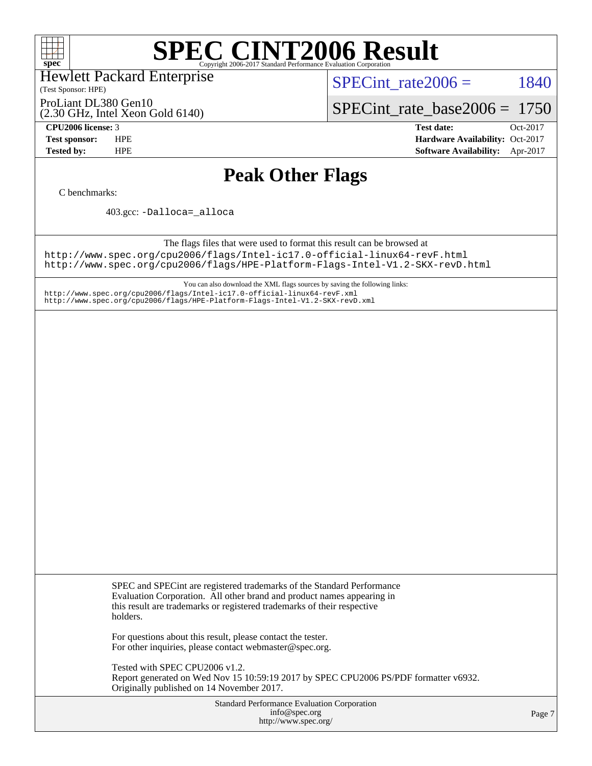# Peak Other Flags

C benchmarks:

403.gcc: -Dalloca=_alloca

The flags files that were used to format this result can be browsed at
http://www.spec.org/cpu2006/flags/Intel-ic17.0-official-linux64-revF.html
http://www.spec.org/cpu2006/flags/HPE-Platform-Flags-Intel-V1.2-SKX-revD.html

You can also download the XML flags sources by saving the following links:
http://www.spec.org/cpu2006/flags/Intel-ic17.0-official-linux64-revF.xml
http://www.spec.org/cpu2006/flags/HPE-Platform-Flags-Intel-V1.2-SKX-revD.xml

SPEC and SPECint are registered trademarks of the Standard Performance Evaluation Corporation. All other brand and product names appearing in this result are trademarks or registered trademarks of their respective holders.

For questions about this result, please contact the tester.
For other inquiries, please contact webmaster@spec.org.

Tested with SPEC CPU2006 v1.2.
Report generated on Wed Nov 15 10:59:19 2017 by SPEC CPU2006 PS/PDF formatter v6932.
Originally published on 14 November 2017.